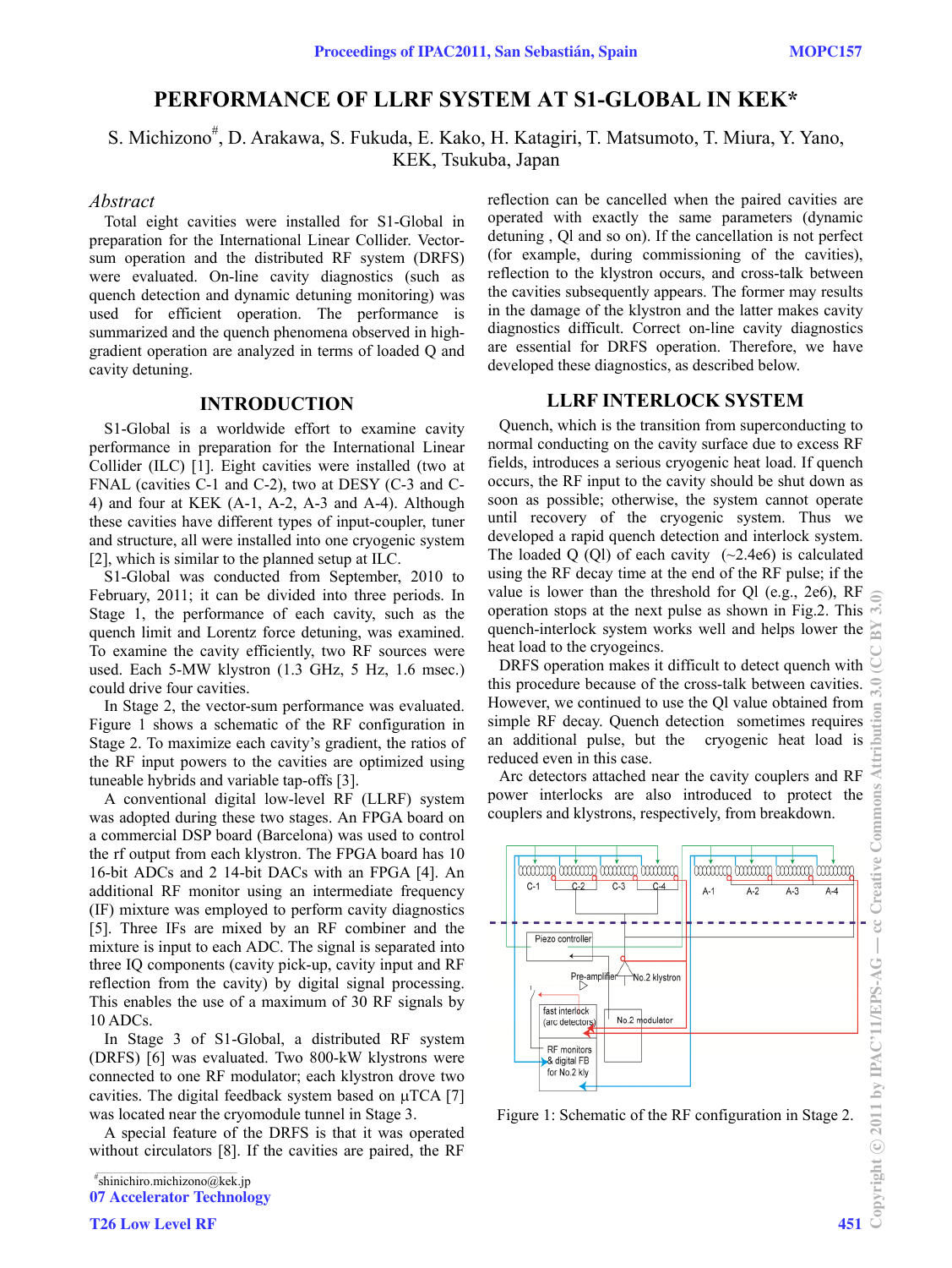# PERFORMANCE OF LLRF SYSTEM AT S1-GLOBAL IN KEK*

S. Michizono#, D. Arakawa, S. Fukuda, E. Kako, H. Katagiri, T. Matsumoto, T. Miura, Y. Yano, KEK, Tsukuba, Japan

## *Abstract*

Total eight cavities were installed for S1-Global in preparation for the International Linear Collider. Vector-sum operation and the distributed RF system (DRFS) were evaluated. On-line cavity diagnostics (such as quench detection and dynamic detuning monitoring) was used for efficient operation. The performance is summarized and the quench phenomena observed in high-gradient operation are analyzed in terms of loaded Q and cavity detuning.

## INTRODUCTION

S1-Global is a worldwide effort to examine cavity performance in preparation for the International Linear Collider (ILC) [1]. Eight cavities were installed (two at FNAL (cavities C-1 and C-2), two at DESY (C-3 and C-4) and four at KEK (A-1, A-2, A-3 and A-4). Although these cavities have different types of input-coupler, tuner and structure, all were installed into one cryogenic system [2], which is similar to the planned setup at ILC.

S1-Global was conducted from September, 2010 to February, 2011; it can be divided into three periods. In Stage 1, the performance of each cavity, such as the quench limit and Lorentz force detuning, was examined. To examine the cavity efficiently, two RF sources were used. Each 5-MW klystron (1.3 GHz, 5 Hz, 1.6 msec.) could drive four cavities.

In Stage 2, the vector-sum performance was evaluated. Figure 1 shows a schematic of the RF configuration in Stage 2. To maximize each cavity's gradient, the ratios of the RF input powers to the cavities are optimized using tuneable hybrids and variable tap-offs [3].

A conventional digital low-level RF (LLRF) system was adopted during these two stages. An FPGA board on a commercial DSP board (Barcelona) was used to control the rf output from each klystron. The FPGA board has 10 16-bit ADCs and 2 14-bit DACs with an FPGA [4]. An additional RF monitor using an intermediate frequency (IF) mixture was employed to perform cavity diagnostics [5]. Three IFs are mixed by an RF combiner and the mixture is input to each ADC. The signal is separated into three IQ components (cavity pick-up, cavity input and RF reflection from the cavity) by digital signal processing. This enables the use of a maximum of 30 RF signals by 10 ADCs.

In Stage 3 of S1-Global, a distributed RF system (DRFS) [6] was evaluated. Two 800-kW klystrons were connected to one RF modulator; each klystron drove two cavities. The digital feedback system based on μTCA [7] was located near the cryomodule tunnel in Stage 3.

A special feature of the DRFS is that it was operated without circulators [8]. If the cavities are paired, the RF reflection can be cancelled when the paired cavities are operated with exactly the same parameters (dynamic detuning , Ql and so on). If the cancellation is not perfect (for example, during commissioning of the cavities), reflection to the klystron occurs, and cross-talk between the cavities subsequently appears. The former may results in the damage of the klystron and the latter makes cavity diagnostics difficult. Correct on-line cavity diagnostics are essential for DRFS operation. Therefore, we have developed these diagnostics, as described below.

## LLRF INTERLOCK SYSTEM

Quench, which is the transition from superconducting to normal conducting on the cavity surface due to excess RF fields, introduces a serious cryogenic heat load. If quench occurs, the RF input to the cavity should be shut down as soon as possible; otherwise, the system cannot operate until recovery of the cryogenic system. Thus we developed a rapid quench detection and interlock system. The loaded Q (Ql) of each cavity (~2.4e6) is calculated using the RF decay time at the end of the RF pulse; if the value is lower than the threshold for Ql (e.g., 2e6), RF operation stops at the next pulse as shown in Fig.2. This quench-interlock system works well and helps lower the heat load to the cryogeincs.

DRFS operation makes it difficult to detect quench with this procedure because of the cross-talk between cavities. However, we continued to use the Ql value obtained from simple RF decay. Quench detection sometimes requires an additional pulse, but the cryogenic heat load is reduced even in this case.

Arc detectors attached near the cavity couplers and RF power interlocks are also introduced to protect the couplers and klystrons, respectively, from breakdown.

Figure 1: Schematic of the RF configuration in Stage 2.

---

#shinichiro.michizono@kek.jp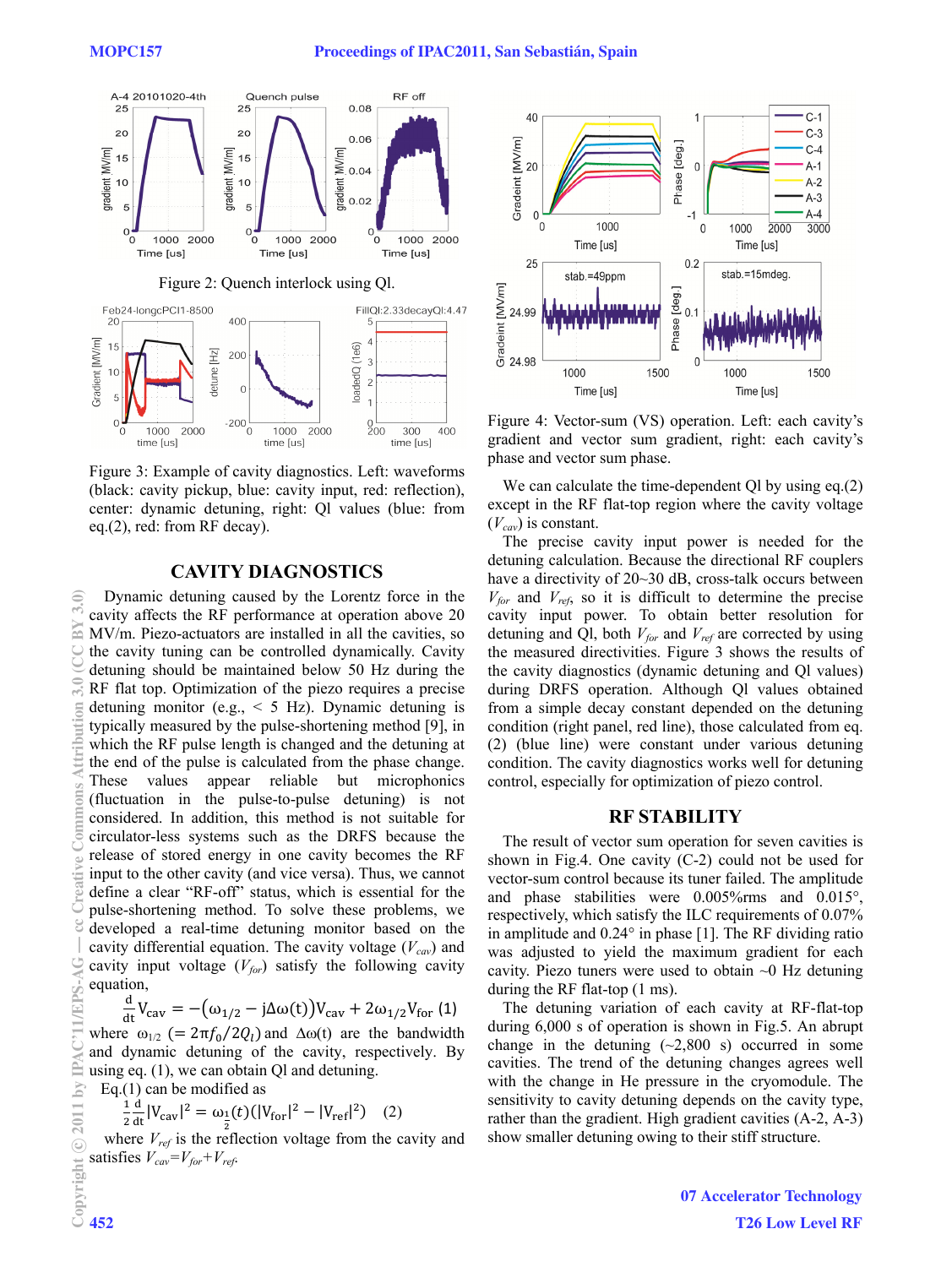Figure 2: Quench interlock using Ql.

Figure 3: Example of cavity diagnostics. Left: waveforms (black: cavity pickup, blue: cavity input, red: reflection), center: dynamic detuning, right: Ql values (blue: from eq.(2), red: from RF decay).

## CAVITY DIAGNOSTICS

Dynamic detuning caused by the Lorentz force in the cavity affects the RF performance at operation above 20 MV/m. Piezo-actuators are installed in all the cavities, so the cavity tuning can be controlled dynamically. Cavity detuning should be maintained below 50 Hz during the RF flat top. Optimization of the piezo requires a precise detuning monitor (e.g., < 5 Hz). Dynamic detuning is typically measured by the pulse-shortening method [9], in which the RF pulse length is changed and the detuning at the end of the pulse is calculated from the phase change. These values appear reliable but microphonics (fluctuation in the pulse-to-pulse detuning) is not considered. In addition, this method is not suitable for circulator-less systems such as the DRFS because the release of stored energy in one cavity becomes the RF input to the other cavity (and vice versa). Thus, we cannot define a clear "RF-off" status, which is essential for the pulse-shortening method. To solve these problems, we developed a real-time detuning monitor based on the cavity differential equation. The cavity voltage ($V_{cav}$) and cavity input voltage ($V_{for}$) satisfy the following cavity equation,

$$\frac{d}{dt}V_{cav} = -\left(\omega_{1/2} - j\Delta\omega(t)\right)V_{cav} + 2\omega_{1/2}V_{for} \quad (1)$$

where $\omega_{1/2}$ $(= 2\pi f_0/2Q_l)$ and $\Delta\omega(t)$ are the bandwidth and dynamic detuning of the cavity, respectively. By using eq. (1), we can obtain Ql and detuning.

Eq.(1) can be modified as

$$\frac{1}{2}\frac{d}{dt}|V_{cav}|^2 = \omega_{\frac{1}{2}}(t)\left(|V_{for}|^2 - |V_{ref}|^2\right) \quad (2)$$

where $V_{ref}$ is the reflection voltage from the cavity and satisfies $V_{cav}=V_{for}+V_{ref}$.

Figure 4: Vector-sum (VS) operation. Left: each cavity's gradient and vector sum gradient, right: each cavity's phase and vector sum phase.

We can calculate the time-dependent Ql by using eq.(2) except in the RF flat-top region where the cavity voltage ($V_{cav}$) is constant.

The precise cavity input power is needed for the detuning calculation. Because the directional RF couplers have a directivity of 20~30 dB, cross-talk occurs between $V_{for}$ and $V_{ref}$, so it is difficult to determine the precise cavity input power. To obtain better resolution for detuning and Ql, both $V_{for}$ and $V_{ref}$ are corrected by using the measured directivities. Figure 3 shows the results of the cavity diagnostics (dynamic detuning and Ql values) during DRFS operation. Although Ql values obtained from a simple decay constant depended on the detuning condition (right panel, red line), those calculated from eq. (2) (blue line) were constant under various detuning condition. The cavity diagnostics works well for detuning control, especially for optimization of piezo control.

## RF STABILITY

The result of vector sum operation for seven cavities is shown in Fig.4. One cavity (C-2) could not be used for vector-sum control because its tuner failed. The amplitude and phase stabilities were 0.005%rms and 0.015°, respectively, which satisfy the ILC requirements of 0.07% in amplitude and 0.24° in phase [1]. The RF dividing ratio was adjusted to yield the maximum gradient for each cavity. Piezo tuners were used to obtain ~0 Hz detuning during the RF flat-top (1 ms).

The detuning variation of each cavity at RF-flat-top during 6,000 s of operation is shown in Fig.5. An abrupt change in the detuning (~2,800 s) occurred in some cavities. The trend of the detuning changes agrees well with the change in He pressure in the cryomodule. The sensitivity to cavity detuning depends on the cavity type, rather than the gradient. High gradient cavities (A-2, A-3) show smaller detuning owing to their stiff structure.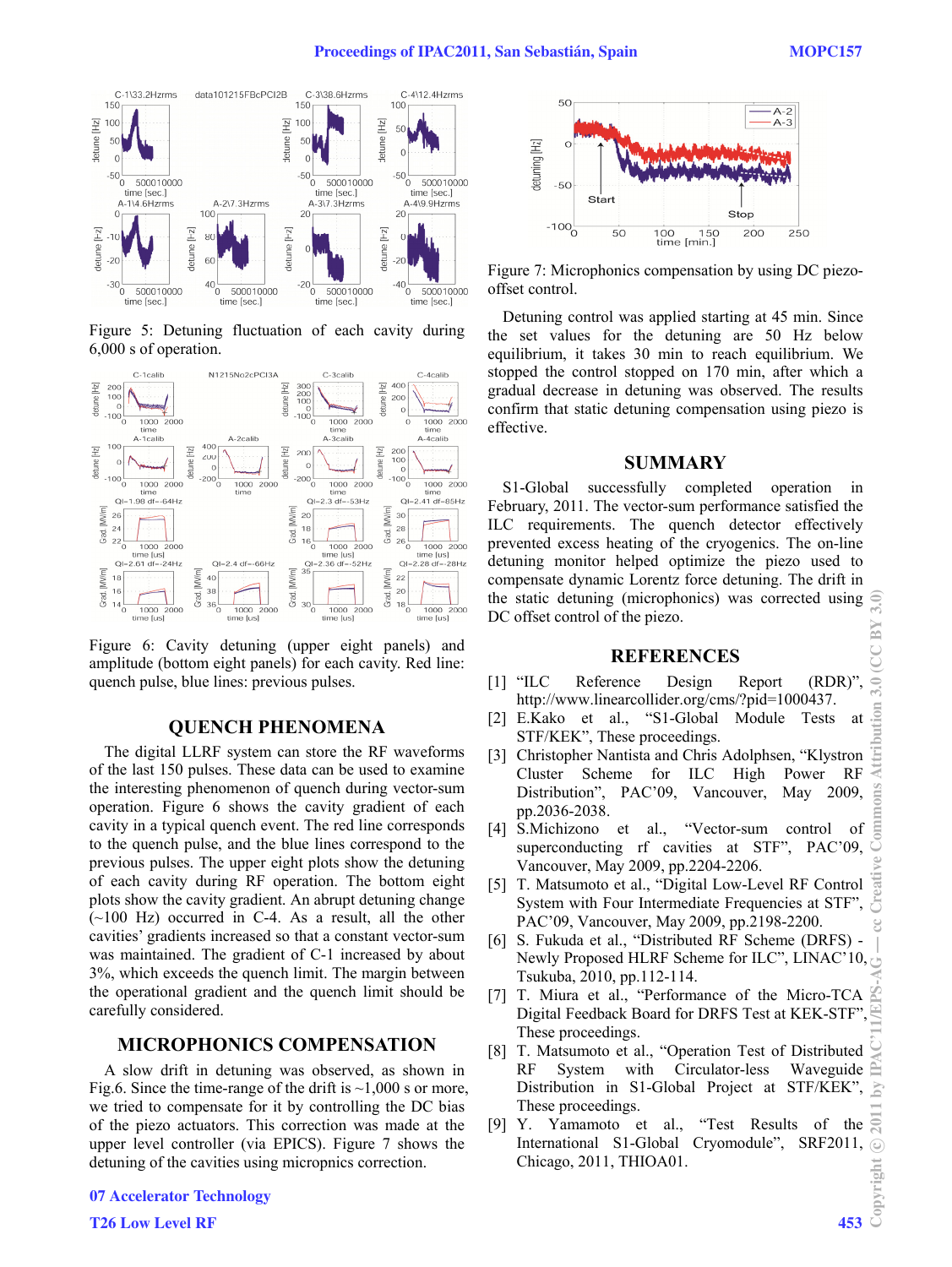C-1\33.2Hzrms data101215FBcPCI2B C-3\38.6Hzrms C-4\12.4Hzrms

A-1\4.6Hzrms A-2\7.3Hzrms A-3\7.3Hzrms A-4\9.9Hzrms

detune [Hz]

time [sec.]

Figure 5: Detuning fluctuation of each cavity during 6,000 s of operation.

C-1calib N1215No2cPCI3A C-3calib C-4calib

A-1calib A-2calib A-3calib A-4calib

QI=1.98 df=-64Hz QI=2.3 df=-53Hz QI=2.41 df=65Hz

QI=2.61 df=-24Hz QI=2.4 df=-66Hz QI=2.36 df=-52Hz QI=2.28 df=-28Hz

detune [Hz]

Grad. [MV/m]

time [us]

Figure 6: Cavity detuning (upper eight panels) and amplitude (bottom eight panels) for each cavity. Red line: quench pulse, blue lines: previous pulses.

## QUENCH PHENOMENA

The digital LLRF system can store the RF waveforms of the last 150 pulses. These data can be used to examine the interesting phenomenon of quench during vector-sum operation. Figure 6 shows the cavity gradient of each cavity in a typical quench event. The red line corresponds to the quench pulse, and the blue lines correspond to the previous pulses. The upper eight plots show the detuning of each cavity during RF operation. The bottom eight plots show the cavity gradient. An abrupt detuning change (~100 Hz) occurred in C-4. As a result, all the other cavities' gradients increased so that a constant vector-sum was maintained. The gradient of C-1 increased by about 3%, which exceeds the quench limit. The margin between the operational gradient and the quench limit should be carefully considered.

## MICROPHONICS COMPENSATION

A slow drift in detuning was observed, as shown in Fig.6. Since the time-range of the drift is ~1,000 s or more, we tried to compensate for it by controlling the DC bias of the piezo actuators. This correction was made at the upper level controller (via EPICS). Figure 7 shows the detuning of the cavities using micropnics correction.

A-2
A-3
Start
Stop
detuning [Hz]
time [min.]

Figure 7: Microphonics compensation by using DC piezo-offset control.

Detuning control was applied starting at 45 min. Since the set values for the detuning are 50 Hz below equilibrium, it takes 30 min to reach equilibrium. We stopped the control stopped on 170 min, after which a gradual decrease in detuning was observed. The results confirm that static detuning compensation using piezo is effective.

## SUMMARY

S1-Global successfully completed operation in February, 2011. The vector-sum performance satisfied the ILC requirements. The quench detector effectively prevented excess heating of the cryogenics. The on-line detuning monitor helped optimize the piezo used to compensate dynamic Lorentz force detuning. The drift in the static detuning (microphonics) was corrected using DC offset control of the piezo.

## REFERENCES

[1] "ILC Reference Design Report (RDR)", http://www.linearcollider.org/cms/?pid=1000437.

[2] E.Kako et al., "S1-Global Module Tests at STF/KEK", These proceedings.

[3] Christopher Nantista and Chris Adolphsen, "Klystron Cluster Scheme for ILC High Power RF Distribution", PAC'09, Vancouver, May 2009, pp.2036-2038.

[4] S.Michizono et al., "Vector-sum control of superconducting rf cavities at STF", PAC'09, Vancouver, May 2009, pp.2204-2206.

[5] T. Matsumoto et al., "Digital Low-Level RF Control System with Four Intermediate Frequencies at STF", PAC'09, Vancouver, May 2009, pp.2198-2200.

[6] S. Fukuda et al., "Distributed RF Scheme (DRFS) - Newly Proposed HLRF Scheme for ILC", LINAC'10, Tsukuba, 2010, pp.112-114.

[7] T. Miura et al., "Performance of the Micro-TCA Digital Feedback Board for DRFS Test at KEK-STF", These proceedings.

[8] T. Matsumoto et al., "Operation Test of Distributed RF System with Circulator-less Waveguide Distribution in S1-Global Project at STF/KEK", These proceedings.

[9] Y. Yamamoto et al., "Test Results of the International S1-Global Cryomodule", SRF2011, Chicago, 2011, THIOA01.